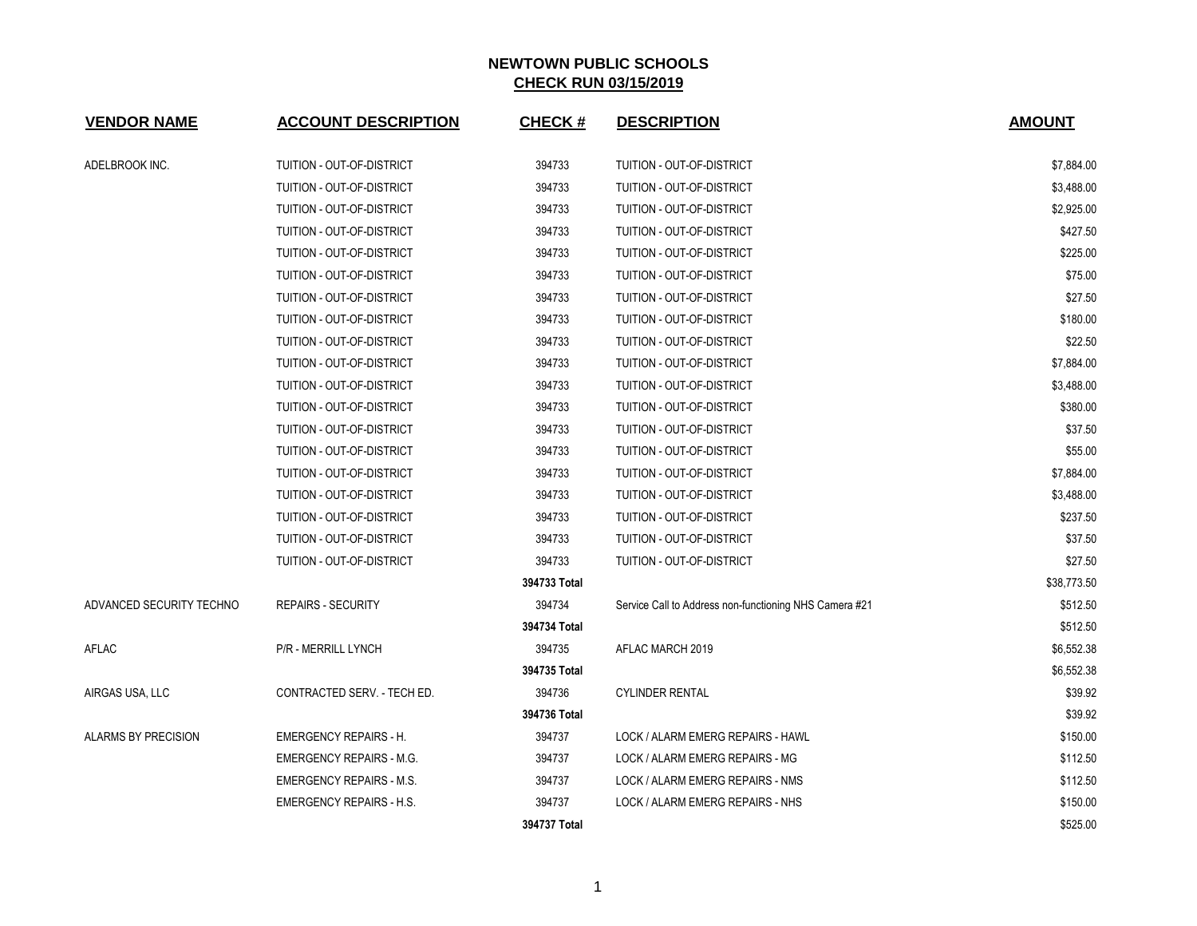# NEWTOWN PUBLIC SCHOOLS

## CHECK RUN 03/15/2019

| VENDOR NAME | ACCOUNT DESCRIPTION | CHECK # | DESCRIPTION | AMOUNT |
|---|---|---|---|---|
| ADELBROOK INC. | TUITION - OUT-OF-DISTRICT | 394733 | TUITION - OUT-OF-DISTRICT | $7,884.00 |
| | TUITION - OUT-OF-DISTRICT | 394733 | TUITION - OUT-OF-DISTRICT | $3,488.00 |
| | TUITION - OUT-OF-DISTRICT | 394733 | TUITION - OUT-OF-DISTRICT | $2,925.00 |
| | TUITION - OUT-OF-DISTRICT | 394733 | TUITION - OUT-OF-DISTRICT | $427.50 |
| | TUITION - OUT-OF-DISTRICT | 394733 | TUITION - OUT-OF-DISTRICT | $225.00 |
| | TUITION - OUT-OF-DISTRICT | 394733 | TUITION - OUT-OF-DISTRICT | $75.00 |
| | TUITION - OUT-OF-DISTRICT | 394733 | TUITION - OUT-OF-DISTRICT | $27.50 |
| | TUITION - OUT-OF-DISTRICT | 394733 | TUITION - OUT-OF-DISTRICT | $180.00 |
| | TUITION - OUT-OF-DISTRICT | 394733 | TUITION - OUT-OF-DISTRICT | $22.50 |
| | TUITION - OUT-OF-DISTRICT | 394733 | TUITION - OUT-OF-DISTRICT | $7,884.00 |
| | TUITION - OUT-OF-DISTRICT | 394733 | TUITION - OUT-OF-DISTRICT | $3,488.00 |
| | TUITION - OUT-OF-DISTRICT | 394733 | TUITION - OUT-OF-DISTRICT | $380.00 |
| | TUITION - OUT-OF-DISTRICT | 394733 | TUITION - OUT-OF-DISTRICT | $37.50 |
| | TUITION - OUT-OF-DISTRICT | 394733 | TUITION - OUT-OF-DISTRICT | $55.00 |
| | TUITION - OUT-OF-DISTRICT | 394733 | TUITION - OUT-OF-DISTRICT | $7,884.00 |
| | TUITION - OUT-OF-DISTRICT | 394733 | TUITION - OUT-OF-DISTRICT | $3,488.00 |
| | TUITION - OUT-OF-DISTRICT | 394733 | TUITION - OUT-OF-DISTRICT | $237.50 |
| | TUITION - OUT-OF-DISTRICT | 394733 | TUITION - OUT-OF-DISTRICT | $37.50 |
| | TUITION - OUT-OF-DISTRICT | 394733 | TUITION - OUT-OF-DISTRICT | $27.50 |
| | | **394733 Total** | | $38,773.50 |
| ADVANCED SECURITY TECHNO | REPAIRS - SECURITY | 394734 | Service Call to Address non-functioning NHS Camera #21 | $512.50 |
| | | **394734 Total** | | $512.50 |
| AFLAC | P/R - MERRILL LYNCH | 394735 | AFLAC MARCH 2019 | $6,552.38 |
| | | **394735 Total** | | $6,552.38 |
| AIRGAS USA, LLC | CONTRACTED SERV. - TECH ED. | 394736 | CYLINDER RENTAL | $39.92 |
| | | **394736 Total** | | $39.92 |
| ALARMS BY PRECISION | EMERGENCY REPAIRS - H. | 394737 | LOCK / ALARM EMERG REPAIRS - HAWL | $150.00 |
| | EMERGENCY REPAIRS - M.G. | 394737 | LOCK / ALARM EMERG REPAIRS - MG | $112.50 |
| | EMERGENCY REPAIRS - M.S. | 394737 | LOCK / ALARM EMERG REPAIRS - NMS | $112.50 |
| | EMERGENCY REPAIRS - H.S. | 394737 | LOCK / ALARM EMERG REPAIRS - NHS | $150.00 |
| | | **394737 Total** | | $525.00 |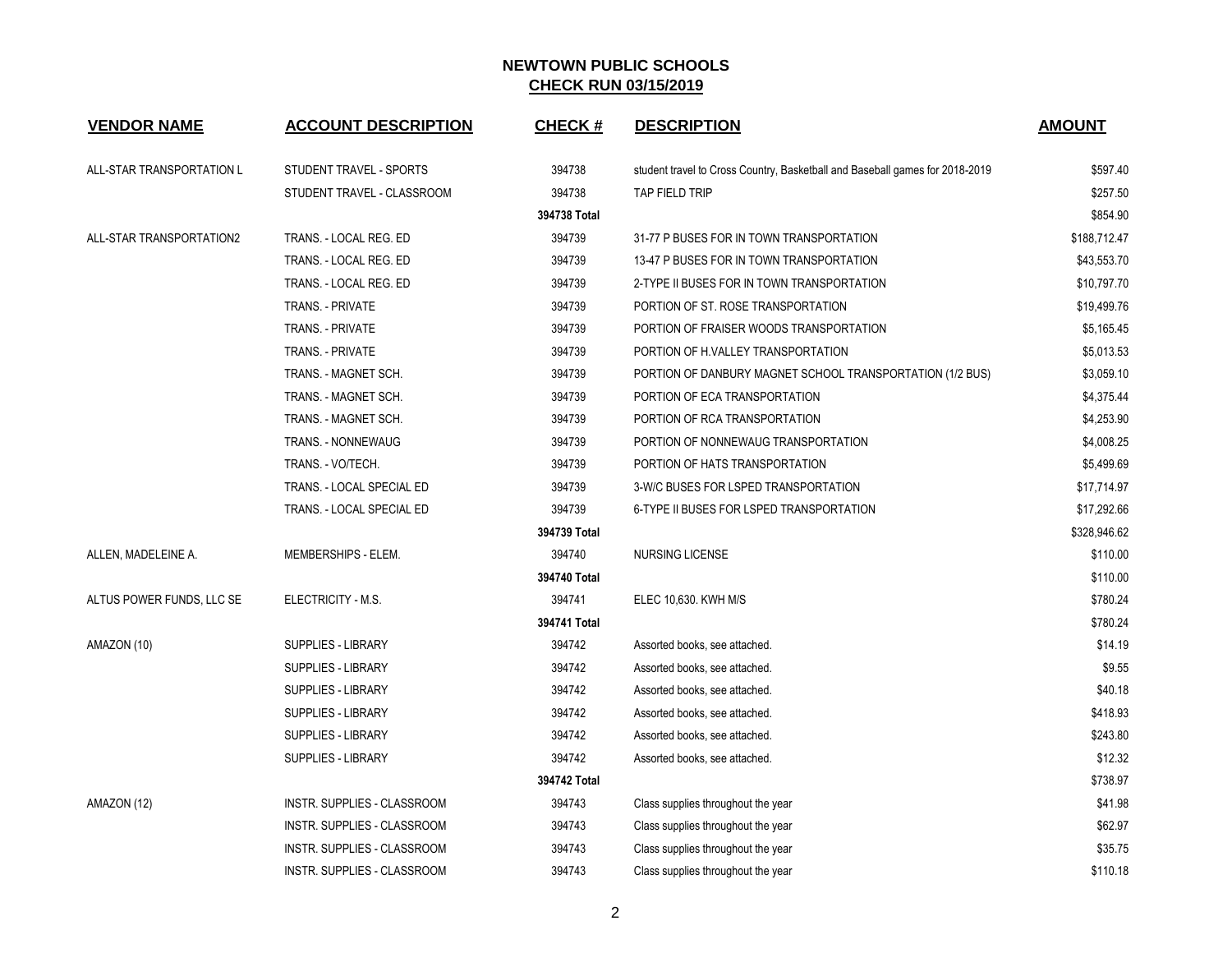## NEWTOWN PUBLIC SCHOOLS
## CHECK RUN 03/15/2019

| VENDOR NAME | ACCOUNT DESCRIPTION | CHECK # | DESCRIPTION | AMOUNT |
|---|---|---|---|---|
| ALL-STAR TRANSPORTATION L | STUDENT TRAVEL - SPORTS | 394738 | student travel to Cross Country, Basketball and Baseball games for 2018-2019 | $597.40 |
| | STUDENT TRAVEL - CLASSROOM | 394738 | TAP FIELD TRIP | $257.50 |
| | | **394738 Total** | | $854.90 |
| ALL-STAR TRANSPORTATION2 | TRANS. - LOCAL REG. ED | 394739 | 31-77 P BUSES FOR IN TOWN TRANSPORTATION | $188,712.47 |
| | TRANS. - LOCAL REG. ED | 394739 | 13-47 P BUSES FOR IN TOWN TRANSPORTATION | $43,553.70 |
| | TRANS. - LOCAL REG. ED | 394739 | 2-TYPE II BUSES FOR IN TOWN TRANSPORTATION | $10,797.70 |
| | TRANS. - PRIVATE | 394739 | PORTION OF ST. ROSE TRANSPORTATION | $19,499.76 |
| | TRANS. - PRIVATE | 394739 | PORTION OF FRAISER WOODS TRANSPORTATION | $5,165.45 |
| | TRANS. - PRIVATE | 394739 | PORTION OF H.VALLEY TRANSPORTATION | $5,013.53 |
| | TRANS. - MAGNET SCH. | 394739 | PORTION OF DANBURY MAGNET SCHOOL TRANSPORTATION (1/2 BUS) | $3,059.10 |
| | TRANS. - MAGNET SCH. | 394739 | PORTION OF ECA TRANSPORTATION | $4,375.44 |
| | TRANS. - MAGNET SCH. | 394739 | PORTION OF RCA TRANSPORTATION | $4,253.90 |
| | TRANS. - NONNEWAUG | 394739 | PORTION OF NONNEWAUG TRANSPORTATION | $4,008.25 |
| | TRANS. - VO/TECH. | 394739 | PORTION OF HATS TRANSPORTATION | $5,499.69 |
| | TRANS. - LOCAL SPECIAL ED | 394739 | 3-W/C BUSES FOR LSPED TRANSPORTATION | $17,714.97 |
| | TRANS. - LOCAL SPECIAL ED | 394739 | 6-TYPE II BUSES FOR LSPED TRANSPORTATION | $17,292.66 |
| | | **394739 Total** | | $328,946.62 |
| ALLEN, MADELEINE A. | MEMBERSHIPS - ELEM. | 394740 | NURSING LICENSE | $110.00 |
| | | **394740 Total** | | $110.00 |
| ALTUS POWER FUNDS, LLC SE | ELECTRICITY - M.S. | 394741 | ELEC 10,630. KWH M/S | $780.24 |
| | | **394741 Total** | | $780.24 |
| AMAZON (10) | SUPPLIES - LIBRARY | 394742 | Assorted books, see attached. | $14.19 |
| | SUPPLIES - LIBRARY | 394742 | Assorted books, see attached. | $9.55 |
| | SUPPLIES - LIBRARY | 394742 | Assorted books, see attached. | $40.18 |
| | SUPPLIES - LIBRARY | 394742 | Assorted books, see attached. | $418.93 |
| | SUPPLIES - LIBRARY | 394742 | Assorted books, see attached. | $243.80 |
| | SUPPLIES - LIBRARY | 394742 | Assorted books, see attached. | $12.32 |
| | | **394742 Total** | | $738.97 |
| AMAZON (12) | INSTR. SUPPLIES - CLASSROOM | 394743 | Class supplies throughout the year | $41.98 |
| | INSTR. SUPPLIES - CLASSROOM | 394743 | Class supplies throughout the year | $62.97 |
| | INSTR. SUPPLIES - CLASSROOM | 394743 | Class supplies throughout the year | $35.75 |
| | INSTR. SUPPLIES - CLASSROOM | 394743 | Class supplies throughout the year | $110.18 |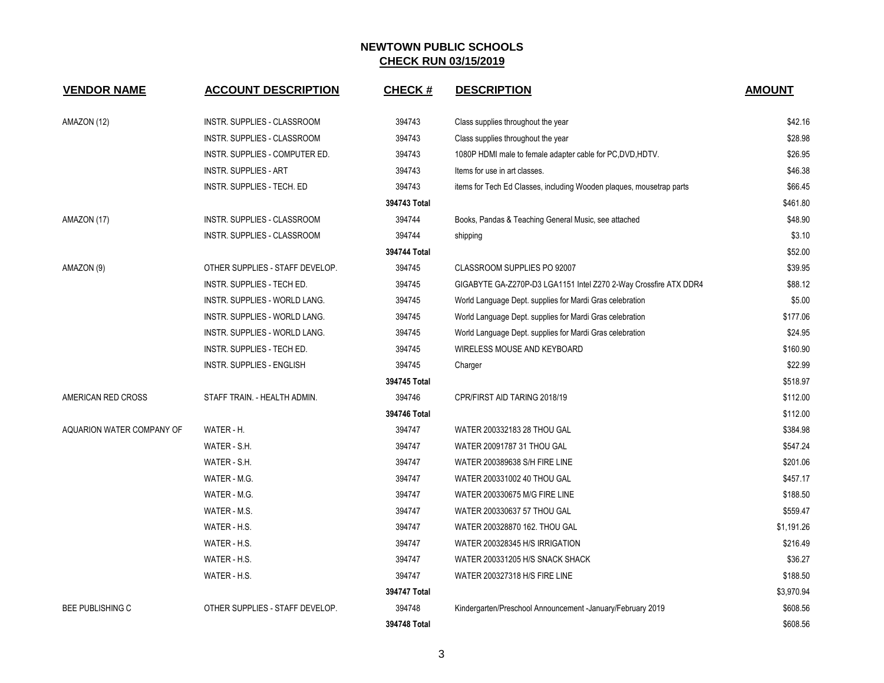# NEWTOWN PUBLIC SCHOOLS

## CHECK RUN 03/15/2019

| VENDOR NAME | ACCOUNT DESCRIPTION | CHECK # | DESCRIPTION | AMOUNT |
|---|---|---|---|---|
| AMAZON (12) | INSTR. SUPPLIES - CLASSROOM | 394743 | Class supplies throughout the year | $42.16 |
| | INSTR. SUPPLIES - CLASSROOM | 394743 | Class supplies throughout the year | $28.98 |
| | INSTR. SUPPLIES - COMPUTER ED. | 394743 | 1080P HDMI male to female adapter cable for PC,DVD,HDTV. | $26.95 |
| | INSTR. SUPPLIES - ART | 394743 | Items for use in art classes. | $46.38 |
| | INSTR. SUPPLIES - TECH. ED | 394743 | items for Tech Ed Classes, including Wooden plaques, mousetrap parts | $66.45 |
| | | 394743 Total | | $461.80 |
| AMAZON (17) | INSTR. SUPPLIES - CLASSROOM | 394744 | Books, Pandas & Teaching General Music, see attached | $48.90 |
| | INSTR. SUPPLIES - CLASSROOM | 394744 | shipping | $3.10 |
| | | 394744 Total | | $52.00 |
| AMAZON (9) | OTHER SUPPLIES - STAFF DEVELOP. | 394745 | CLASSROOM SUPPLIES PO 92007 | $39.95 |
| | INSTR. SUPPLIES - TECH ED. | 394745 | GIGABYTE GA-Z270P-D3 LGA1151 Intel Z270 2-Way Crossfire ATX DDR4 | $88.12 |
| | INSTR. SUPPLIES - WORLD LANG. | 394745 | World Language Dept. supplies for Mardi Gras celebration | $5.00 |
| | INSTR. SUPPLIES - WORLD LANG. | 394745 | World Language Dept. supplies for Mardi Gras celebration | $177.06 |
| | INSTR. SUPPLIES - WORLD LANG. | 394745 | World Language Dept. supplies for Mardi Gras celebration | $24.95 |
| | INSTR. SUPPLIES - TECH ED. | 394745 | WIRELESS MOUSE AND KEYBOARD | $160.90 |
| | INSTR. SUPPLIES - ENGLISH | 394745 | Charger | $22.99 |
| | | 394745 Total | | $518.97 |
| AMERICAN RED CROSS | STAFF TRAIN. - HEALTH ADMIN. | 394746 | CPR/FIRST AID TARING 2018/19 | $112.00 |
| | | 394746 Total | | $112.00 |
| AQUARION WATER COMPANY OF | WATER - H. | 394747 | WATER 200332183 28 THOU GAL | $384.98 |
| | WATER - S.H. | 394747 | WATER 20091787 31 THOU GAL | $547.24 |
| | WATER - S.H. | 394747 | WATER 200389638 S/H FIRE LINE | $201.06 |
| | WATER - M.G. | 394747 | WATER 200331002 40 THOU GAL | $457.17 |
| | WATER - M.G. | 394747 | WATER 200330675 M/G FIRE LINE | $188.50 |
| | WATER - M.S. | 394747 | WATER 200330637 57 THOU GAL | $559.47 |
| | WATER - H.S. | 394747 | WATER 200328870 162. THOU GAL | $1,191.26 |
| | WATER - H.S. | 394747 | WATER 200328345 H/S IRRIGATION | $216.49 |
| | WATER - H.S. | 394747 | WATER 200331205 H/S SNACK SHACK | $36.27 |
| | WATER - H.S. | 394747 | WATER 200327318 H/S FIRE LINE | $188.50 |
| | | 394747 Total | | $3,970.94 |
| BEE PUBLISHING C | OTHER SUPPLIES - STAFF DEVELOP. | 394748 | Kindergarten/Preschool Announcement -January/February 2019 | $608.56 |
| | | 394748 Total | | $608.56 |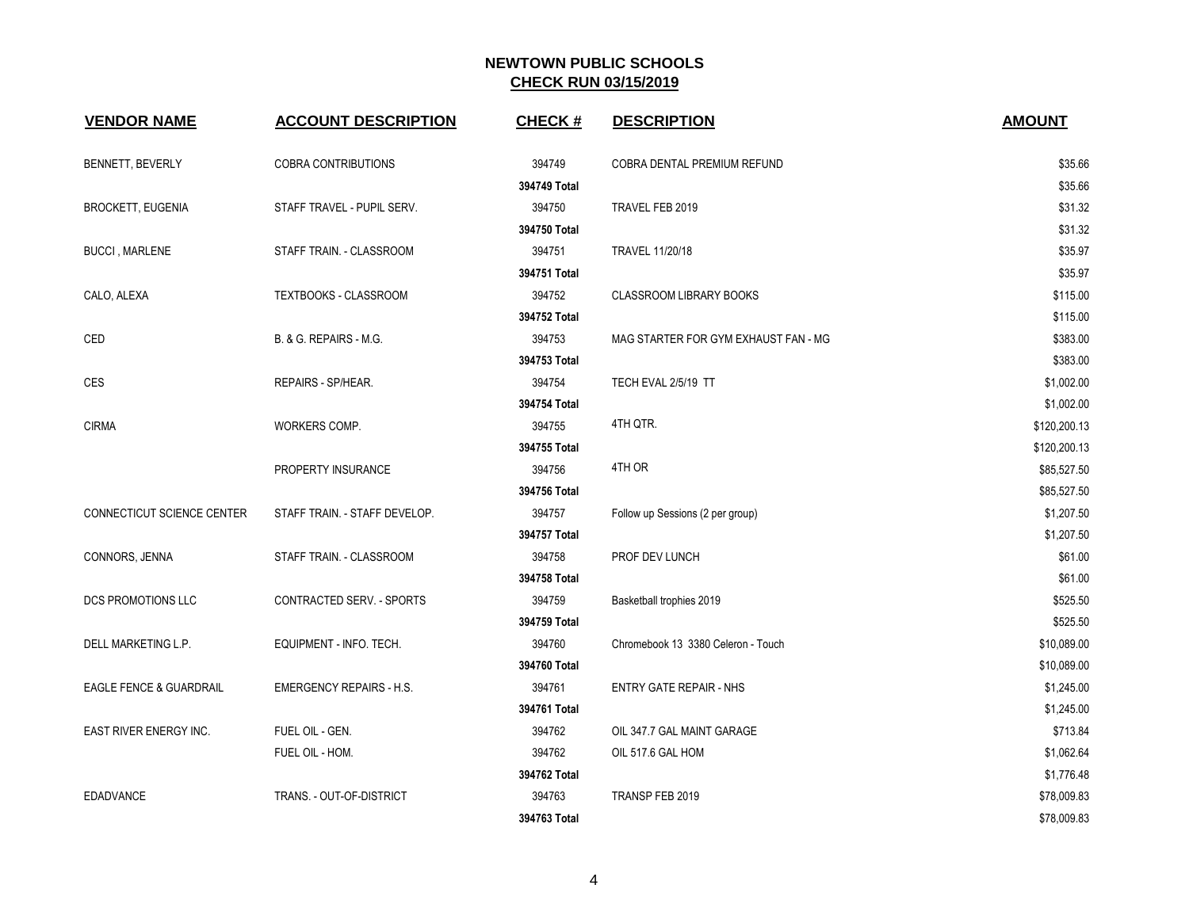**NEWTOWN PUBLIC SCHOOLS**
**CHECK RUN 03/15/2019**

| VENDOR NAME | ACCOUNT DESCRIPTION | CHECK # | DESCRIPTION | AMOUNT |
|---|---|---|---|---|
| BENNETT, BEVERLY | COBRA CONTRIBUTIONS | 394749 | COBRA DENTAL PREMIUM REFUND | $35.66 |
| | | **394749 Total** | | $35.66 |
| BROCKETT, EUGENIA | STAFF TRAVEL - PUPIL SERV. | 394750 | TRAVEL FEB 2019 | $31.32 |
| | | **394750 Total** | | $31.32 |
| BUCCI , MARLENE | STAFF TRAIN. - CLASSROOM | 394751 | TRAVEL 11/20/18 | $35.97 |
| | | **394751 Total** | | $35.97 |
| CALO, ALEXA | TEXTBOOKS - CLASSROOM | 394752 | CLASSROOM LIBRARY BOOKS | $115.00 |
| | | **394752 Total** | | $115.00 |
| CED | B. & G. REPAIRS - M.G. | 394753 | MAG STARTER FOR GYM EXHAUST FAN - MG | $383.00 |
| | | **394753 Total** | | $383.00 |
| CES | REPAIRS - SP/HEAR. | 394754 | TECH EVAL 2/5/19 TT | $1,002.00 |
| | | **394754 Total** | | $1,002.00 |
| CIRMA | WORKERS COMP. | 394755 | 4TH QTR. | $120,200.13 |
| | | **394755 Total** | | $120,200.13 |
| | PROPERTY INSURANCE | 394756 | 4TH OR | $85,527.50 |
| | | **394756 Total** | | $85,527.50 |
| CONNECTICUT SCIENCE CENTER | STAFF TRAIN. - STAFF DEVELOP. | 394757 | Follow up Sessions (2 per group) | $1,207.50 |
| | | **394757 Total** | | $1,207.50 |
| CONNORS, JENNA | STAFF TRAIN. - CLASSROOM | 394758 | PROF DEV LUNCH | $61.00 |
| | | **394758 Total** | | $61.00 |
| DCS PROMOTIONS LLC | CONTRACTED SERV. - SPORTS | 394759 | Basketball trophies 2019 | $525.50 |
| | | **394759 Total** | | $525.50 |
| DELL MARKETING L.P. | EQUIPMENT - INFO. TECH. | 394760 | Chromebook 13 3380 Celeron - Touch | $10,089.00 |
| | | **394760 Total** | | $10,089.00 |
| EAGLE FENCE & GUARDRAIL | EMERGENCY REPAIRS - H.S. | 394761 | ENTRY GATE REPAIR - NHS | $1,245.00 |
| | | **394761 Total** | | $1,245.00 |
| EAST RIVER ENERGY INC. | FUEL OIL - GEN. | 394762 | OIL 347.7 GAL MAINT GARAGE | $713.84 |
| | FUEL OIL - HOM. | 394762 | OIL 517.6 GAL HOM | $1,062.64 |
| | | **394762 Total** | | $1,776.48 |
| EDADVANCE | TRANS. - OUT-OF-DISTRICT | 394763 | TRANSP FEB 2019 | $78,009.83 |
| | | **394763 Total** | | $78,009.83 |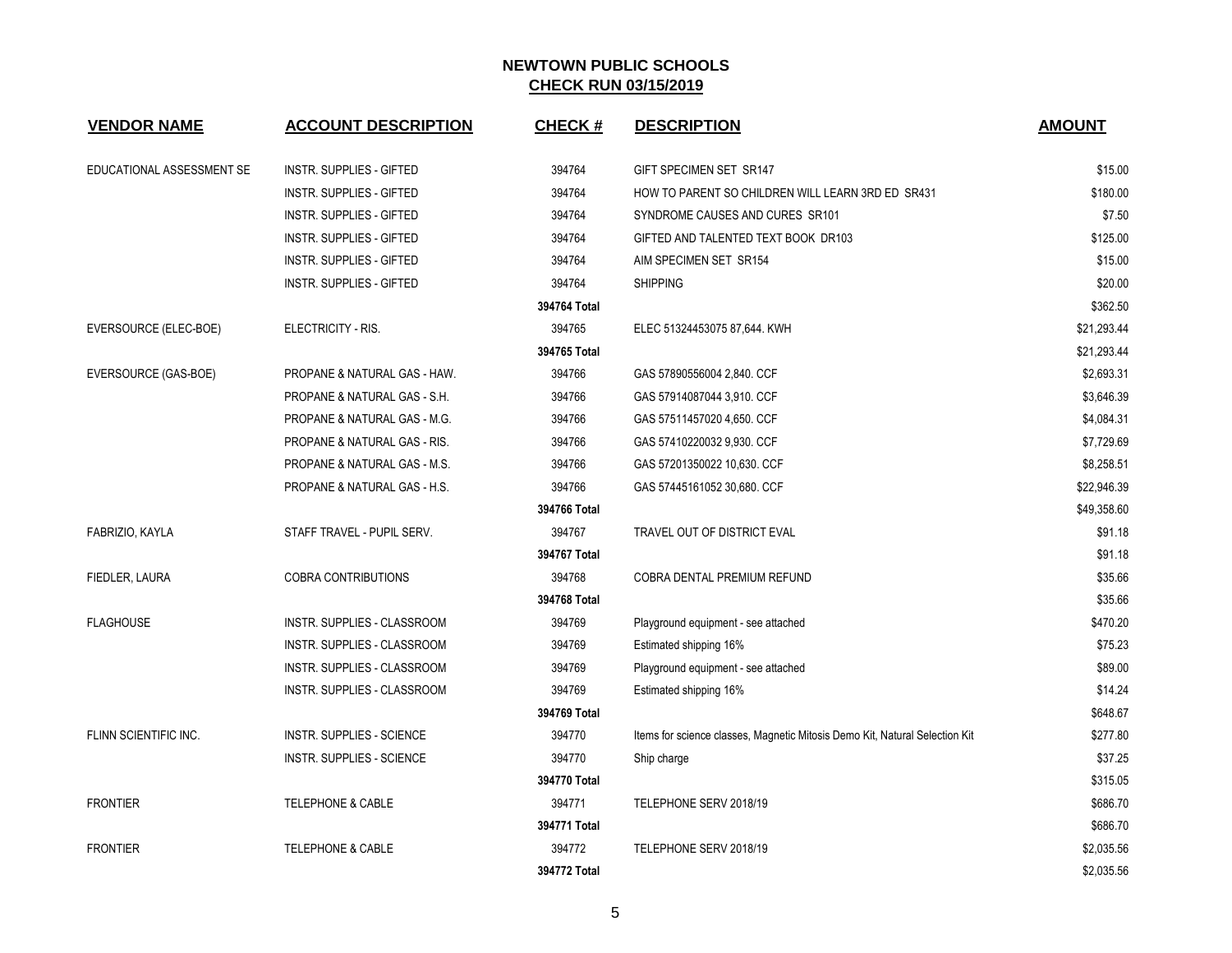# NEWTOWN PUBLIC SCHOOLS

## CHECK RUN 03/15/2019

| VENDOR NAME | ACCOUNT DESCRIPTION | CHECK # | DESCRIPTION | AMOUNT |
|---|---|---|---|---|
| EDUCATIONAL ASSESSMENT SE | INSTR. SUPPLIES - GIFTED | 394764 | GIFT SPECIMEN SET SR147 | $15.00 |
| | INSTR. SUPPLIES - GIFTED | 394764 | HOW TO PARENT SO CHILDREN WILL LEARN 3RD ED SR431 | $180.00 |
| | INSTR. SUPPLIES - GIFTED | 394764 | SYNDROME CAUSES AND CURES SR101 | $7.50 |
| | INSTR. SUPPLIES - GIFTED | 394764 | GIFTED AND TALENTED TEXT BOOK DR103 | $125.00 |
| | INSTR. SUPPLIES - GIFTED | 394764 | AIM SPECIMEN SET SR154 | $15.00 |
| | INSTR. SUPPLIES - GIFTED | 394764 | SHIPPING | $20.00 |
| | | **394764 Total** | | $362.50 |
| EVERSOURCE (ELEC-BOE) | ELECTRICITY - RIS. | 394765 | ELEC 51324453075 87,644. KWH | $21,293.44 |
| | | **394765 Total** | | $21,293.44 |
| EVERSOURCE (GAS-BOE) | PROPANE & NATURAL GAS - HAW. | 394766 | GAS 57890556004 2,840. CCF | $2,693.31 |
| | PROPANE & NATURAL GAS - S.H. | 394766 | GAS 57914087044 3,910. CCF | $3,646.39 |
| | PROPANE & NATURAL GAS - M.G. | 394766 | GAS 57511457020 4,650. CCF | $4,084.31 |
| | PROPANE & NATURAL GAS - RIS. | 394766 | GAS 57410220032 9,930. CCF | $7,729.69 |
| | PROPANE & NATURAL GAS - M.S. | 394766 | GAS 57201350022 10,630. CCF | $8,258.51 |
| | PROPANE & NATURAL GAS - H.S. | 394766 | GAS 57445161052 30,680. CCF | $22,946.39 |
| | | **394766 Total** | | $49,358.60 |
| FABRIZIO, KAYLA | STAFF TRAVEL - PUPIL SERV. | 394767 | TRAVEL OUT OF DISTRICT EVAL | $91.18 |
| | | **394767 Total** | | $91.18 |
| FIEDLER, LAURA | COBRA CONTRIBUTIONS | 394768 | COBRA DENTAL PREMIUM REFUND | $35.66 |
| | | **394768 Total** | | $35.66 |
| FLAGHOUSE | INSTR. SUPPLIES - CLASSROOM | 394769 | Playground equipment - see attached | $470.20 |
| | INSTR. SUPPLIES - CLASSROOM | 394769 | Estimated shipping 16% | $75.23 |
| | INSTR. SUPPLIES - CLASSROOM | 394769 | Playground equipment - see attached | $89.00 |
| | INSTR. SUPPLIES - CLASSROOM | 394769 | Estimated shipping 16% | $14.24 |
| | | **394769 Total** | | $648.67 |
| FLINN SCIENTIFIC INC. | INSTR. SUPPLIES - SCIENCE | 394770 | Items for science classes, Magnetic Mitosis Demo Kit, Natural Selection Kit | $277.80 |
| | INSTR. SUPPLIES - SCIENCE | 394770 | Ship charge | $37.25 |
| | | **394770 Total** | | $315.05 |
| FRONTIER | TELEPHONE & CABLE | 394771 | TELEPHONE SERV 2018/19 | $686.70 |
| | | **394771 Total** | | $686.70 |
| FRONTIER | TELEPHONE & CABLE | 394772 | TELEPHONE SERV 2018/19 | $2,035.56 |
| | | **394772 Total** | | $2,035.56 |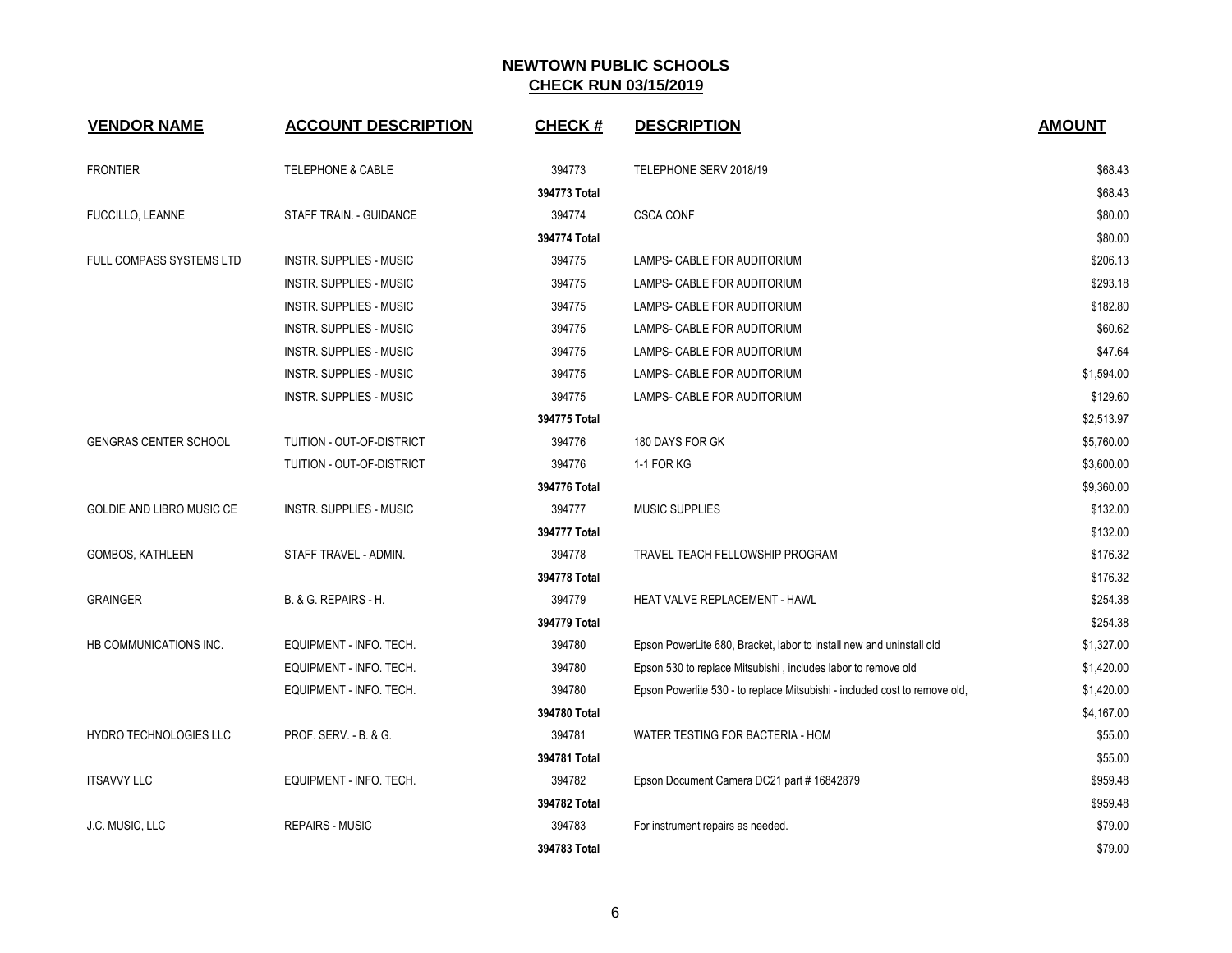# NEWTOWN PUBLIC SCHOOLS

## CHECK RUN 03/15/2019

| VENDOR NAME | ACCOUNT DESCRIPTION | CHECK # | DESCRIPTION | AMOUNT |
|---|---|---|---|---|
| FRONTIER | TELEPHONE & CABLE | 394773 | TELEPHONE SERV 2018/19 | $68.43 |
| | | 394773 Total | | $68.43 |
| FUCCILLO, LEANNE | STAFF TRAIN. - GUIDANCE | 394774 | CSCA CONF | $80.00 |
| | | 394774 Total | | $80.00 |
| FULL COMPASS SYSTEMS LTD | INSTR. SUPPLIES - MUSIC | 394775 | LAMPS- CABLE FOR AUDITORIUM | $206.13 |
| | INSTR. SUPPLIES - MUSIC | 394775 | LAMPS- CABLE FOR AUDITORIUM | $293.18 |
| | INSTR. SUPPLIES - MUSIC | 394775 | LAMPS- CABLE FOR AUDITORIUM | $182.80 |
| | INSTR. SUPPLIES - MUSIC | 394775 | LAMPS- CABLE FOR AUDITORIUM | $60.62 |
| | INSTR. SUPPLIES - MUSIC | 394775 | LAMPS- CABLE FOR AUDITORIUM | $47.64 |
| | INSTR. SUPPLIES - MUSIC | 394775 | LAMPS- CABLE FOR AUDITORIUM | $1,594.00 |
| | INSTR. SUPPLIES - MUSIC | 394775 | LAMPS- CABLE FOR AUDITORIUM | $129.60 |
| | | 394775 Total | | $2,513.97 |
| GENGRAS CENTER SCHOOL | TUITION - OUT-OF-DISTRICT | 394776 | 180 DAYS FOR GK | $5,760.00 |
| | TUITION - OUT-OF-DISTRICT | 394776 | 1-1 FOR KG | $3,600.00 |
| | | 394776 Total | | $9,360.00 |
| GOLDIE AND LIBRO MUSIC CE | INSTR. SUPPLIES - MUSIC | 394777 | MUSIC SUPPLIES | $132.00 |
| | | 394777 Total | | $132.00 |
| GOMBOS, KATHLEEN | STAFF TRAVEL - ADMIN. | 394778 | TRAVEL TEACH FELLOWSHIP PROGRAM | $176.32 |
| | | 394778 Total | | $176.32 |
| GRAINGER | B. & G. REPAIRS - H. | 394779 | HEAT VALVE REPLACEMENT - HAWL | $254.38 |
| | | 394779 Total | | $254.38 |
| HB COMMUNICATIONS INC. | EQUIPMENT - INFO. TECH. | 394780 | Epson PowerLite 680, Bracket, labor to install new and uninstall old | $1,327.00 |
| | EQUIPMENT - INFO. TECH. | 394780 | Epson 530 to replace Mitsubishi , includes labor to remove old | $1,420.00 |
| | EQUIPMENT - INFO. TECH. | 394780 | Epson Powerlite 530 - to replace Mitsubishi - included cost to remove old, | $1,420.00 |
| | | 394780 Total | | $4,167.00 |
| HYDRO TECHNOLOGIES LLC | PROF. SERV. - B. & G. | 394781 | WATER TESTING FOR BACTERIA - HOM | $55.00 |
| | | 394781 Total | | $55.00 |
| ITSAVVY LLC | EQUIPMENT - INFO. TECH. | 394782 | Epson Document Camera DC21 part # 16842879 | $959.48 |
| | | 394782 Total | | $959.48 |
| J.C. MUSIC, LLC | REPAIRS - MUSIC | 394783 | For instrument repairs as needed. | $79.00 |
| | | 394783 Total | | $79.00 |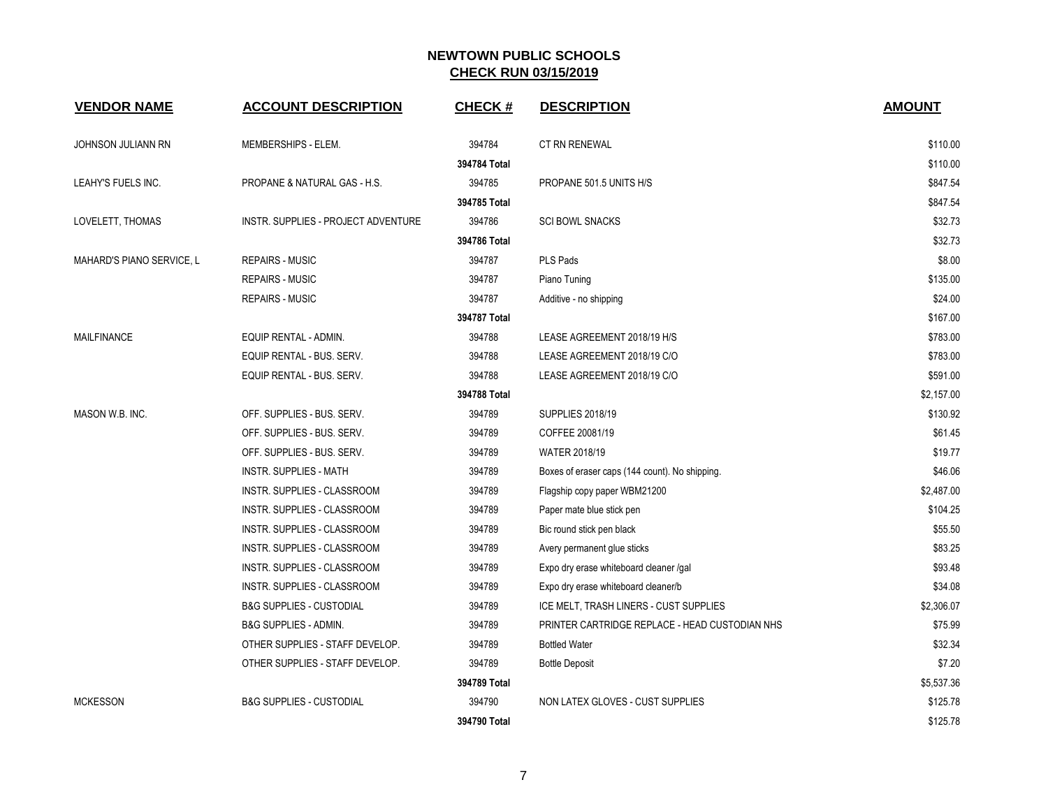# NEWTOWN PUBLIC SCHOOLS

## CHECK RUN 03/15/2019

| VENDOR NAME | ACCOUNT DESCRIPTION | CHECK # | DESCRIPTION | AMOUNT |
|---|---|---|---|---|
| JOHNSON JULIANN RN | MEMBERSHIPS - ELEM. | 394784 | CT RN RENEWAL | $110.00 |
| | | 394784 Total | | $110.00 |
| LEAHY'S FUELS INC. | PROPANE & NATURAL GAS - H.S. | 394785 | PROPANE 501.5 UNITS H/S | $847.54 |
| | | 394785 Total | | $847.54 |
| LOVELETT, THOMAS | INSTR. SUPPLIES - PROJECT ADVENTURE | 394786 | SCI BOWL SNACKS | $32.73 |
| | | 394786 Total | | $32.73 |
| MAHARD'S PIANO SERVICE, L | REPAIRS - MUSIC | 394787 | PLS Pads | $8.00 |
| | REPAIRS - MUSIC | 394787 | Piano Tuning | $135.00 |
| | REPAIRS - MUSIC | 394787 | Additive - no shipping | $24.00 |
| | | 394787 Total | | $167.00 |
| MAILFINANCE | EQUIP RENTAL - ADMIN. | 394788 | LEASE AGREEMENT 2018/19 H/S | $783.00 |
| | EQUIP RENTAL - BUS. SERV. | 394788 | LEASE AGREEMENT 2018/19 C/O | $783.00 |
| | EQUIP RENTAL - BUS. SERV. | 394788 | LEASE AGREEMENT 2018/19 C/O | $591.00 |
| | | 394788 Total | | $2,157.00 |
| MASON W.B. INC. | OFF. SUPPLIES - BUS. SERV. | 394789 | SUPPLIES 2018/19 | $130.92 |
| | OFF. SUPPLIES - BUS. SERV. | 394789 | COFFEE 20081/19 | $61.45 |
| | OFF. SUPPLIES - BUS. SERV. | 394789 | WATER 2018/19 | $19.77 |
| | INSTR. SUPPLIES - MATH | 394789 | Boxes of eraser caps (144 count). No shipping. | $46.06 |
| | INSTR. SUPPLIES - CLASSROOM | 394789 | Flagship copy paper WBM21200 | $2,487.00 |
| | INSTR. SUPPLIES - CLASSROOM | 394789 | Paper mate blue stick pen | $104.25 |
| | INSTR. SUPPLIES - CLASSROOM | 394789 | Bic round stick pen black | $55.50 |
| | INSTR. SUPPLIES - CLASSROOM | 394789 | Avery permanent glue sticks | $83.25 |
| | INSTR. SUPPLIES - CLASSROOM | 394789 | Expo dry erase whiteboard cleaner /gal | $93.48 |
| | INSTR. SUPPLIES - CLASSROOM | 394789 | Expo dry erase whiteboard cleaner/b | $34.08 |
| | B&G SUPPLIES - CUSTODIAL | 394789 | ICE MELT, TRASH LINERS - CUST SUPPLIES | $2,306.07 |
| | B&G SUPPLIES - ADMIN. | 394789 | PRINTER CARTRIDGE REPLACE - HEAD CUSTODIAN NHS | $75.99 |
| | OTHER SUPPLIES - STAFF DEVELOP. | 394789 | Bottled Water | $32.34 |
| | OTHER SUPPLIES - STAFF DEVELOP. | 394789 | Bottle Deposit | $7.20 |
| | | 394789 Total | | $5,537.36 |
| MCKESSON | B&G SUPPLIES - CUSTODIAL | 394790 | NON LATEX GLOVES - CUST SUPPLIES | $125.78 |
| | | 394790 Total | | $125.78 |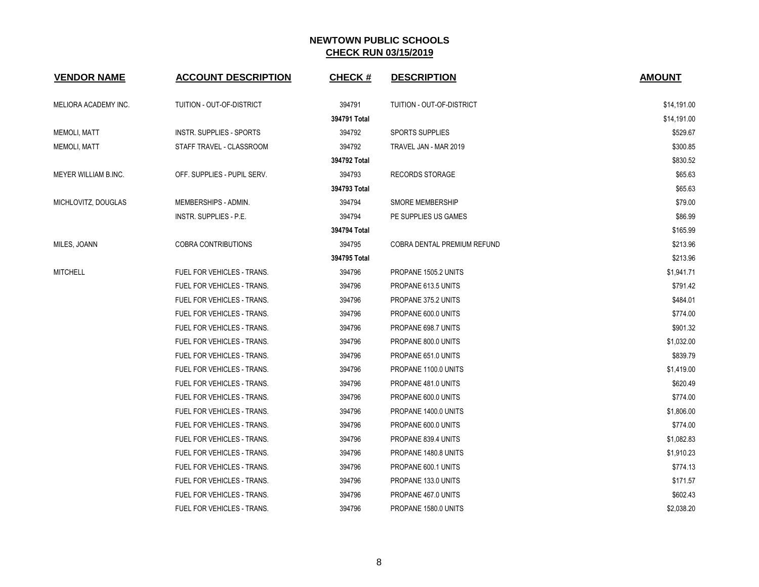# NEWTOWN PUBLIC SCHOOLS
## CHECK RUN 03/15/2019

| VENDOR NAME | ACCOUNT DESCRIPTION | CHECK # | DESCRIPTION | AMOUNT |
|---|---|---|---|---|
| MELIORA ACADEMY INC. | TUITION - OUT-OF-DISTRICT | 394791 | TUITION - OUT-OF-DISTRICT | $14,191.00 |
| | | **394791 Total** | | $14,191.00 |
| MEMOLI, MATT | INSTR. SUPPLIES - SPORTS | 394792 | SPORTS SUPPLIES | $529.67 |
| MEMOLI, MATT | STAFF TRAVEL - CLASSROOM | 394792 | TRAVEL JAN - MAR 2019 | $300.85 |
| | | **394792 Total** | | $830.52 |
| MEYER WILLIAM B.INC. | OFF. SUPPLIES - PUPIL SERV. | 394793 | RECORDS STORAGE | $65.63 |
| | | **394793 Total** | | $65.63 |
| MICHLOVITZ, DOUGLAS | MEMBERSHIPS - ADMIN. | 394794 | SMORE MEMBERSHIP | $79.00 |
| | INSTR. SUPPLIES - P.E. | 394794 | PE SUPPLIES US GAMES | $86.99 |
| | | **394794 Total** | | $165.99 |
| MILES, JOANN | COBRA CONTRIBUTIONS | 394795 | COBRA DENTAL PREMIUM REFUND | $213.96 |
| | | **394795 Total** | | $213.96 |
| MITCHELL | FUEL FOR VEHICLES - TRANS. | 394796 | PROPANE 1505.2 UNITS | $1,941.71 |
| | FUEL FOR VEHICLES - TRANS. | 394796 | PROPANE 613.5 UNITS | $791.42 |
| | FUEL FOR VEHICLES - TRANS. | 394796 | PROPANE 375.2 UNITS | $484.01 |
| | FUEL FOR VEHICLES - TRANS. | 394796 | PROPANE 600.0 UNITS | $774.00 |
| | FUEL FOR VEHICLES - TRANS. | 394796 | PROPANE 698.7 UNITS | $901.32 |
| | FUEL FOR VEHICLES - TRANS. | 394796 | PROPANE 800.0 UNITS | $1,032.00 |
| | FUEL FOR VEHICLES - TRANS. | 394796 | PROPANE 651.0 UNITS | $839.79 |
| | FUEL FOR VEHICLES - TRANS. | 394796 | PROPANE 1100.0 UNITS | $1,419.00 |
| | FUEL FOR VEHICLES - TRANS. | 394796 | PROPANE 481.0 UNITS | $620.49 |
| | FUEL FOR VEHICLES - TRANS. | 394796 | PROPANE 600.0 UNITS | $774.00 |
| | FUEL FOR VEHICLES - TRANS. | 394796 | PROPANE 1400.0 UNITS | $1,806.00 |
| | FUEL FOR VEHICLES - TRANS. | 394796 | PROPANE 600.0 UNITS | $774.00 |
| | FUEL FOR VEHICLES - TRANS. | 394796 | PROPANE 839.4 UNITS | $1,082.83 |
| | FUEL FOR VEHICLES - TRANS. | 394796 | PROPANE 1480.8 UNITS | $1,910.23 |
| | FUEL FOR VEHICLES - TRANS. | 394796 | PROPANE 600.1 UNITS | $774.13 |
| | FUEL FOR VEHICLES - TRANS. | 394796 | PROPANE 133.0 UNITS | $171.57 |
| | FUEL FOR VEHICLES - TRANS. | 394796 | PROPANE 467.0 UNITS | $602.43 |
| | FUEL FOR VEHICLES - TRANS. | 394796 | PROPANE 1580.0 UNITS | $2,038.20 |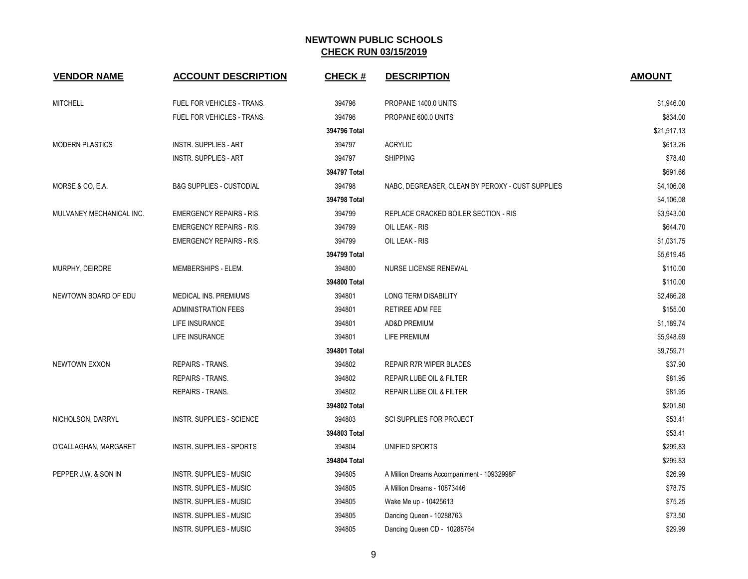## NEWTOWN PUBLIC SCHOOLS
## CHECK RUN 03/15/2019

| VENDOR NAME | ACCOUNT DESCRIPTION | CHECK # | DESCRIPTION | AMOUNT |
|---|---|---|---|---|
| MITCHELL | FUEL FOR VEHICLES - TRANS. | 394796 | PROPANE 1400.0 UNITS | $1,946.00 |
| | FUEL FOR VEHICLES - TRANS. | 394796 | PROPANE 600.0 UNITS | $834.00 |
| | | 394796 Total | | $21,517.13 |
| MODERN PLASTICS | INSTR. SUPPLIES - ART | 394797 | ACRYLIC | $613.26 |
| | INSTR. SUPPLIES - ART | 394797 | SHIPPING | $78.40 |
| | | 394797 Total | | $691.66 |
| MORSE & CO, E.A. | B&G SUPPLIES - CUSTODIAL | 394798 | NABC, DEGREASER, CLEAN BY PEROXY - CUST SUPPLIES | $4,106.08 |
| | | 394798 Total | | $4,106.08 |
| MULVANEY MECHANICAL INC. | EMERGENCY REPAIRS - RIS. | 394799 | REPLACE CRACKED BOILER SECTION - RIS | $3,943.00 |
| | EMERGENCY REPAIRS - RIS. | 394799 | OIL LEAK - RIS | $644.70 |
| | EMERGENCY REPAIRS - RIS. | 394799 | OIL LEAK - RIS | $1,031.75 |
| | | 394799 Total | | $5,619.45 |
| MURPHY, DEIRDRE | MEMBERSHIPS - ELEM. | 394800 | NURSE LICENSE RENEWAL | $110.00 |
| | | 394800 Total | | $110.00 |
| NEWTOWN BOARD OF EDU | MEDICAL INS. PREMIUMS | 394801 | LONG TERM DISABILITY | $2,466.28 |
| | ADMINISTRATION FEES | 394801 | RETIREE ADM FEE | $155.00 |
| | LIFE INSURANCE | 394801 | AD&D PREMIUM | $1,189.74 |
| | LIFE INSURANCE | 394801 | LIFE PREMIUM | $5,948.69 |
| | | 394801 Total | | $9,759.71 |
| NEWTOWN EXXON | REPAIRS - TRANS. | 394802 | REPAIR R7R WIPER BLADES | $37.90 |
| | REPAIRS - TRANS. | 394802 | REPAIR LUBE OIL & FILTER | $81.95 |
| | REPAIRS - TRANS. | 394802 | REPAIR LUBE OIL & FILTER | $81.95 |
| | | 394802 Total | | $201.80 |
| NICHOLSON, DARRYL | INSTR. SUPPLIES - SCIENCE | 394803 | SCI SUPPLIES FOR PROJECT | $53.41 |
| | | 394803 Total | | $53.41 |
| O'CALLAGHAN, MARGARET | INSTR. SUPPLIES - SPORTS | 394804 | UNIFIED SPORTS | $299.83 |
| | | 394804 Total | | $299.83 |
| PEPPER J.W. & SON IN | INSTR. SUPPLIES - MUSIC | 394805 | A Million Dreams Accompaniment - 10932998F | $26.99 |
| | INSTR. SUPPLIES - MUSIC | 394805 | A Million Dreams - 10873446 | $78.75 |
| | INSTR. SUPPLIES - MUSIC | 394805 | Wake Me up - 10425613 | $75.25 |
| | INSTR. SUPPLIES - MUSIC | 394805 | Dancing Queen - 10288763 | $73.50 |
| | INSTR. SUPPLIES - MUSIC | 394805 | Dancing Queen CD - 10288764 | $29.99 |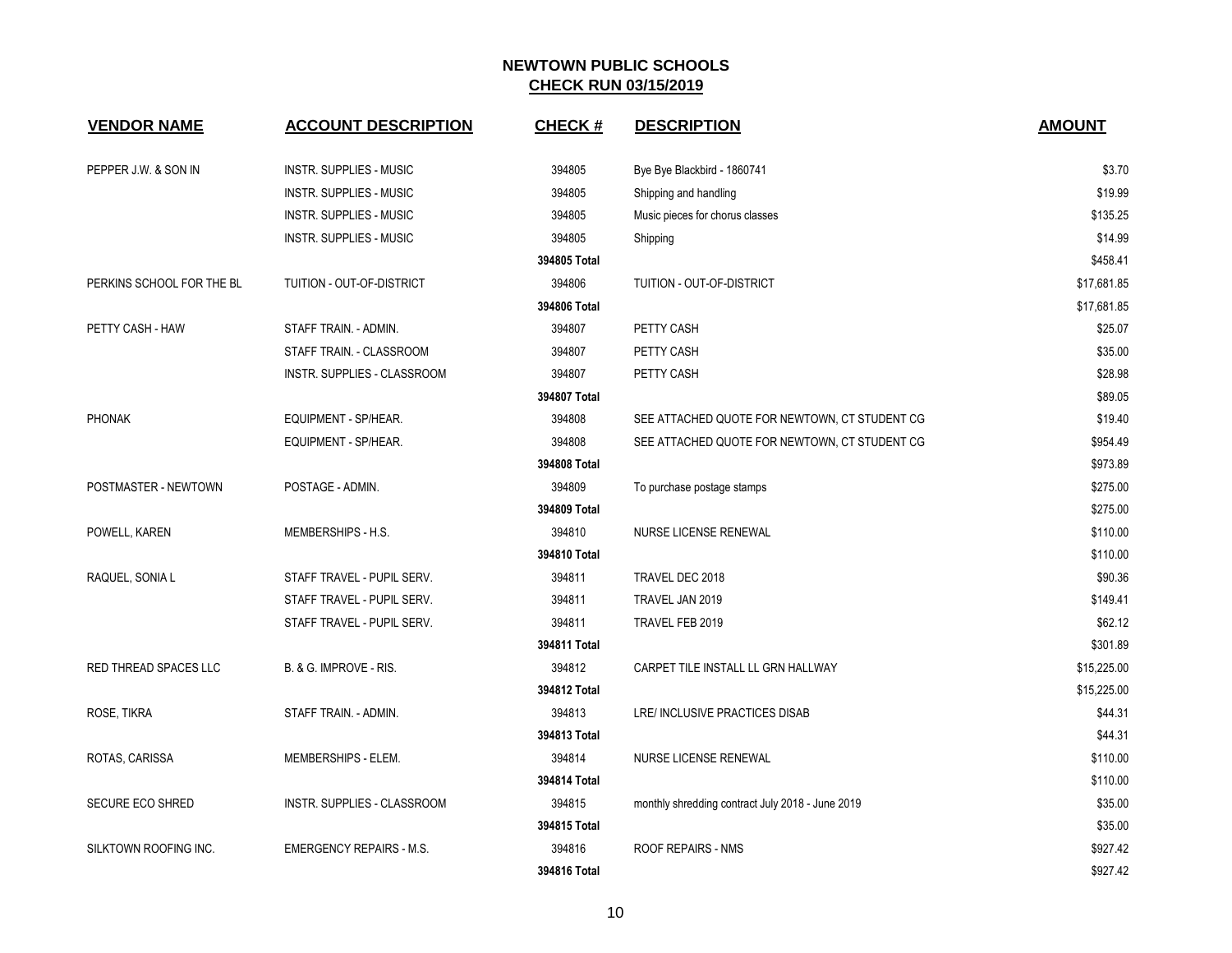## NEWTOWN PUBLIC SCHOOLS
## CHECK RUN 03/15/2019

| VENDOR NAME | ACCOUNT DESCRIPTION | CHECK # | DESCRIPTION | AMOUNT |
|---|---|---|---|---|
| PEPPER J.W. & SON IN | INSTR. SUPPLIES - MUSIC | 394805 | Bye Bye Blackbird - 1860741 | $3.70 |
| | INSTR. SUPPLIES - MUSIC | 394805 | Shipping and handling | $19.99 |
| | INSTR. SUPPLIES - MUSIC | 394805 | Music pieces for chorus classes | $135.25 |
| | INSTR. SUPPLIES - MUSIC | 394805 | Shipping | $14.99 |
| | | 394805 Total | | $458.41 |
| PERKINS SCHOOL FOR THE BL | TUITION - OUT-OF-DISTRICT | 394806 | TUITION - OUT-OF-DISTRICT | $17,681.85 |
| | | 394806 Total | | $17,681.85 |
| PETTY CASH - HAW | STAFF TRAIN. - ADMIN. | 394807 | PETTY CASH | $25.07 |
| | STAFF TRAIN. - CLASSROOM | 394807 | PETTY CASH | $35.00 |
| | INSTR. SUPPLIES - CLASSROOM | 394807 | PETTY CASH | $28.98 |
| | | 394807 Total | | $89.05 |
| PHONAK | EQUIPMENT - SP/HEAR. | 394808 | SEE ATTACHED QUOTE FOR NEWTOWN, CT STUDENT CG | $19.40 |
| | EQUIPMENT - SP/HEAR. | 394808 | SEE ATTACHED QUOTE FOR NEWTOWN, CT STUDENT CG | $954.49 |
| | | 394808 Total | | $973.89 |
| POSTMASTER - NEWTOWN | POSTAGE - ADMIN. | 394809 | To purchase postage stamps | $275.00 |
| | | 394809 Total | | $275.00 |
| POWELL, KAREN | MEMBERSHIPS - H.S. | 394810 | NURSE LICENSE RENEWAL | $110.00 |
| | | 394810 Total | | $110.00 |
| RAQUEL, SONIA L | STAFF TRAVEL - PUPIL SERV. | 394811 | TRAVEL DEC 2018 | $90.36 |
| | STAFF TRAVEL - PUPIL SERV. | 394811 | TRAVEL JAN 2019 | $149.41 |
| | STAFF TRAVEL - PUPIL SERV. | 394811 | TRAVEL FEB 2019 | $62.12 |
| | | 394811 Total | | $301.89 |
| RED THREAD SPACES LLC | B. & G. IMPROVE - RIS. | 394812 | CARPET TILE INSTALL LL GRN HALLWAY | $15,225.00 |
| | | 394812 Total | | $15,225.00 |
| ROSE, TIKRA | STAFF TRAIN. - ADMIN. | 394813 | LRE/ INCLUSIVE PRACTICES DISAB | $44.31 |
| | | 394813 Total | | $44.31 |
| ROTAS, CARISSA | MEMBERSHIPS - ELEM. | 394814 | NURSE LICENSE RENEWAL | $110.00 |
| | | 394814 Total | | $110.00 |
| SECURE ECO SHRED | INSTR. SUPPLIES - CLASSROOM | 394815 | monthly shredding contract July 2018 - June 2019 | $35.00 |
| | | 394815 Total | | $35.00 |
| SILKTOWN ROOFING INC. | EMERGENCY REPAIRS - M.S. | 394816 | ROOF REPAIRS - NMS | $927.42 |
| | | 394816 Total | | $927.42 |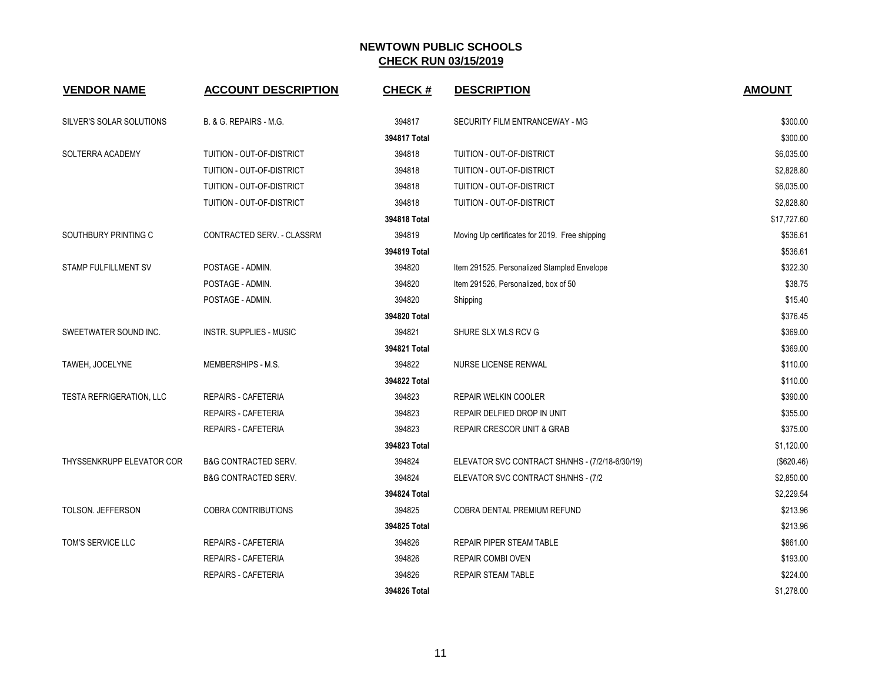# NEWTOWN PUBLIC SCHOOLS
## CHECK RUN 03/15/2019

| VENDOR NAME | ACCOUNT DESCRIPTION | CHECK # | DESCRIPTION | AMOUNT |
|---|---|---|---|---|
| SILVER'S SOLAR SOLUTIONS | B. & G. REPAIRS - M.G. | 394817 | SECURITY FILM ENTRANCEWAY - MG | $300.00 |
| | | **394817 Total** | | $300.00 |
| SOLTERRA ACADEMY | TUITION - OUT-OF-DISTRICT | 394818 | TUITION - OUT-OF-DISTRICT | $6,035.00 |
| | TUITION - OUT-OF-DISTRICT | 394818 | TUITION - OUT-OF-DISTRICT | $2,828.80 |
| | TUITION - OUT-OF-DISTRICT | 394818 | TUITION - OUT-OF-DISTRICT | $6,035.00 |
| | TUITION - OUT-OF-DISTRICT | 394818 | TUITION - OUT-OF-DISTRICT | $2,828.80 |
| | | **394818 Total** | | $17,727.60 |
| SOUTHBURY PRINTING C | CONTRACTED SERV. - CLASSRM | 394819 | Moving Up certificates for 2019. Free shipping | $536.61 |
| | | **394819 Total** | | $536.61 |
| STAMP FULFILLMENT SV | POSTAGE - ADMIN. | 394820 | Item 291525. Personalized Stampled Envelope | $322.30 |
| | POSTAGE - ADMIN. | 394820 | Item 291526, Personalized, box of 50 | $38.75 |
| | POSTAGE - ADMIN. | 394820 | Shipping | $15.40 |
| | | **394820 Total** | | $376.45 |
| SWEETWATER SOUND INC. | INSTR. SUPPLIES - MUSIC | 394821 | SHURE SLX WLS RCV G | $369.00 |
| | | **394821 Total** | | $369.00 |
| TAWEH, JOCELYNE | MEMBERSHIPS - M.S. | 394822 | NURSE LICENSE RENWAL | $110.00 |
| | | **394822 Total** | | $110.00 |
| TESTA REFRIGERATION, LLC | REPAIRS - CAFETERIA | 394823 | REPAIR WELKIN COOLER | $390.00 |
| | REPAIRS - CAFETERIA | 394823 | REPAIR DELFIED DROP IN UNIT | $355.00 |
| | REPAIRS - CAFETERIA | 394823 | REPAIR CRESCOR UNIT & GRAB | $375.00 |
| | | **394823 Total** | | $1,120.00 |
| THYSSENKRUPP ELEVATOR COR | B&G CONTRACTED SERV. | 394824 | ELEVATOR SVC CONTRACT SH/NHS - (7/2/18-6/30/19) | ($620.46) |
| | B&G CONTRACTED SERV. | 394824 | ELEVATOR SVC CONTRACT SH/NHS - (7/2 | $2,850.00 |
| | | **394824 Total** | | $2,229.54 |
| TOLSON. JEFFERSON | COBRA CONTRIBUTIONS | 394825 | COBRA DENTAL PREMIUM REFUND | $213.96 |
| | | **394825 Total** | | $213.96 |
| TOM'S SERVICE LLC | REPAIRS - CAFETERIA | 394826 | REPAIR PIPER STEAM TABLE | $861.00 |
| | REPAIRS - CAFETERIA | 394826 | REPAIR COMBI OVEN | $193.00 |
| | REPAIRS - CAFETERIA | 394826 | REPAIR STEAM TABLE | $224.00 |
| | | **394826 Total** | | $1,278.00 |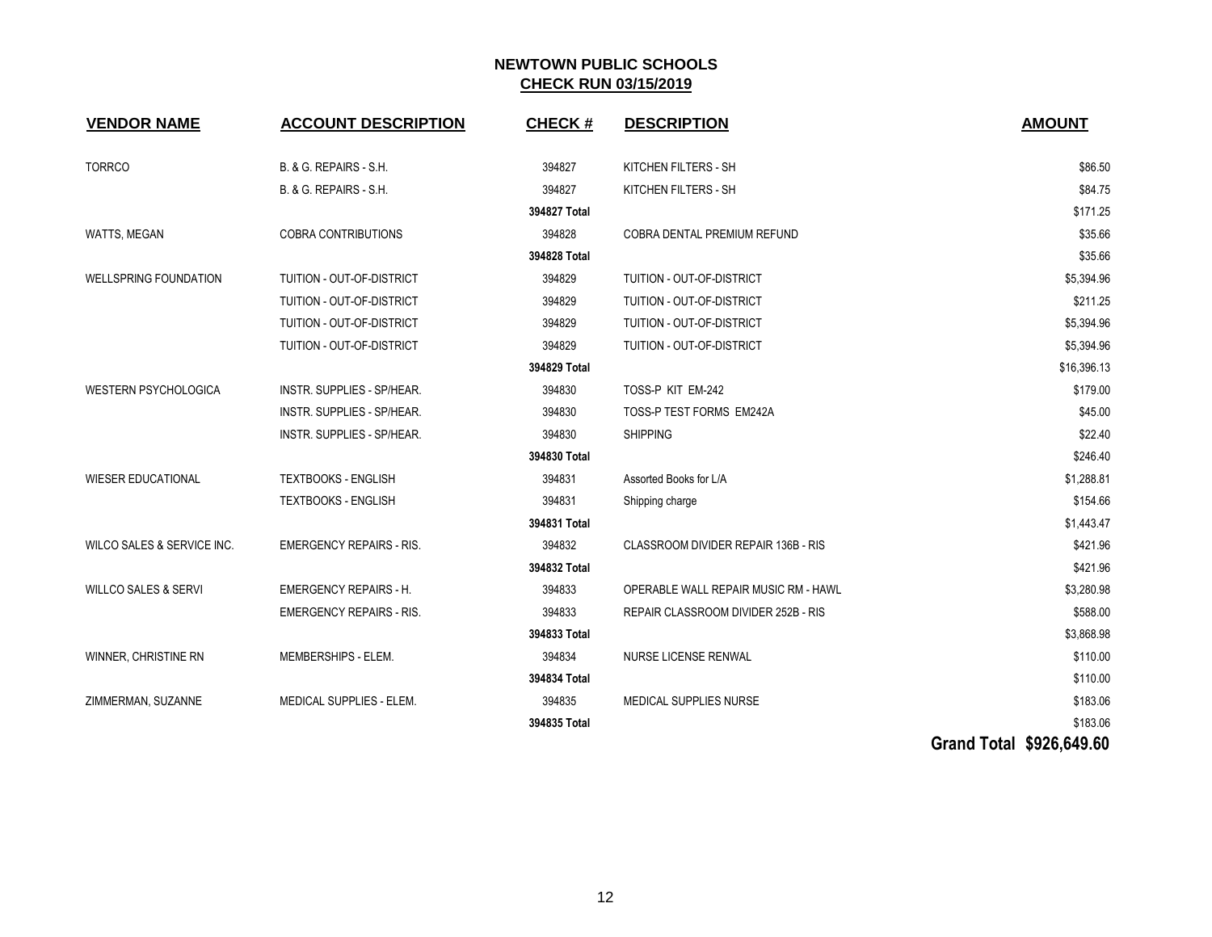## NEWTOWN PUBLIC SCHOOLS
## CHECK RUN 03/15/2019

| VENDOR NAME | ACCOUNT DESCRIPTION | CHECK # | DESCRIPTION | AMOUNT |
|---|---|---|---|---|
| TORRCO | B. & G. REPAIRS - S.H. | 394827 | KITCHEN FILTERS - SH | $86.50 |
| | B. & G. REPAIRS - S.H. | 394827 | KITCHEN FILTERS - SH | $84.75 |
| | | **394827 Total** | | $171.25 |
| WATTS, MEGAN | COBRA CONTRIBUTIONS | 394828 | COBRA DENTAL PREMIUM REFUND | $35.66 |
| | | **394828 Total** | | $35.66 |
| WELLSPRING FOUNDATION | TUITION - OUT-OF-DISTRICT | 394829 | TUITION - OUT-OF-DISTRICT | $5,394.96 |
| | TUITION - OUT-OF-DISTRICT | 394829 | TUITION - OUT-OF-DISTRICT | $211.25 |
| | TUITION - OUT-OF-DISTRICT | 394829 | TUITION - OUT-OF-DISTRICT | $5,394.96 |
| | TUITION - OUT-OF-DISTRICT | 394829 | TUITION - OUT-OF-DISTRICT | $5,394.96 |
| | | **394829 Total** | | $16,396.13 |
| WESTERN PSYCHOLOGICA | INSTR. SUPPLIES - SP/HEAR. | 394830 | TOSS-P KIT EM-242 | $179.00 |
| | INSTR. SUPPLIES - SP/HEAR. | 394830 | TOSS-P TEST FORMS EM242A | $45.00 |
| | INSTR. SUPPLIES - SP/HEAR. | 394830 | SHIPPING | $22.40 |
| | | **394830 Total** | | $246.40 |
| WIESER EDUCATIONAL | TEXTBOOKS - ENGLISH | 394831 | Assorted Books for L/A | $1,288.81 |
| | TEXTBOOKS - ENGLISH | 394831 | Shipping charge | $154.66 |
| | | **394831 Total** | | $1,443.47 |
| WILCO SALES & SERVICE INC. | EMERGENCY REPAIRS - RIS. | 394832 | CLASSROOM DIVIDER REPAIR 136B - RIS | $421.96 |
| | | **394832 Total** | | $421.96 |
| WILLCO SALES & SERVI | EMERGENCY REPAIRS - H. | 394833 | OPERABLE WALL REPAIR MUSIC RM - HAWL | $3,280.98 |
| | EMERGENCY REPAIRS - RIS. | 394833 | REPAIR CLASSROOM DIVIDER 252B - RIS | $588.00 |
| | | **394833 Total** | | $3,868.98 |
| WINNER, CHRISTINE RN | MEMBERSHIPS - ELEM. | 394834 | NURSE LICENSE RENWAL | $110.00 |
| | | **394834 Total** | | $110.00 |
| ZIMMERMAN, SUZANNE | MEDICAL SUPPLIES - ELEM. | 394835 | MEDICAL SUPPLIES NURSE | $183.06 |
| | | **394835 Total** | | $183.06 |
| | | | **Grand Total** | **$926,649.60** |